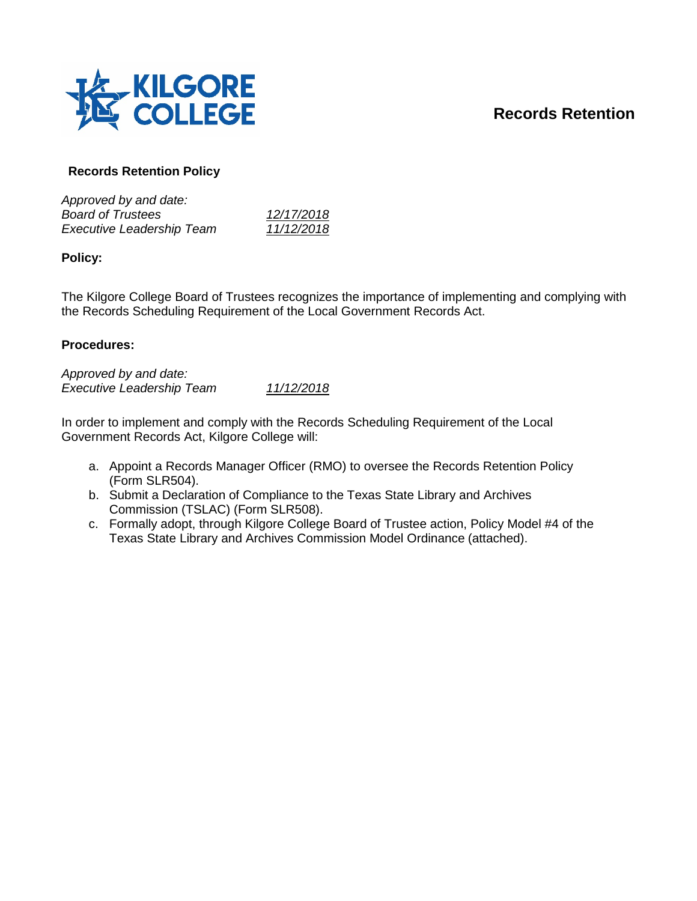# Records Retention

## Records Retention Policy

*Approved by and date:*

| | |
|---|---|
| *Board of Trustees* | *12/17/2018* |
| *Executive Leadership Team* | *11/12/2018* |

### Policy:

The Kilgore College Board of Trustees recognizes the importance of implementing and complying with the Records Scheduling Requirement of the Local Government Records Act.

### Procedures:

*Approved by and date:*

| | |
|---|---|
| *Executive Leadership Team* | *11/12/2018* |

In order to implement and comply with the Records Scheduling Requirement of the Local Government Records Act, Kilgore College will:

a. Appoint a Records Manager Officer (RMO) to oversee the Records Retention Policy (Form SLR504).
b. Submit a Declaration of Compliance to the Texas State Library and Archives Commission (TSLAC) (Form SLR508).
c. Formally adopt, through Kilgore College Board of Trustee action, Policy Model #4 of the Texas State Library and Archives Commission Model Ordinance (attached).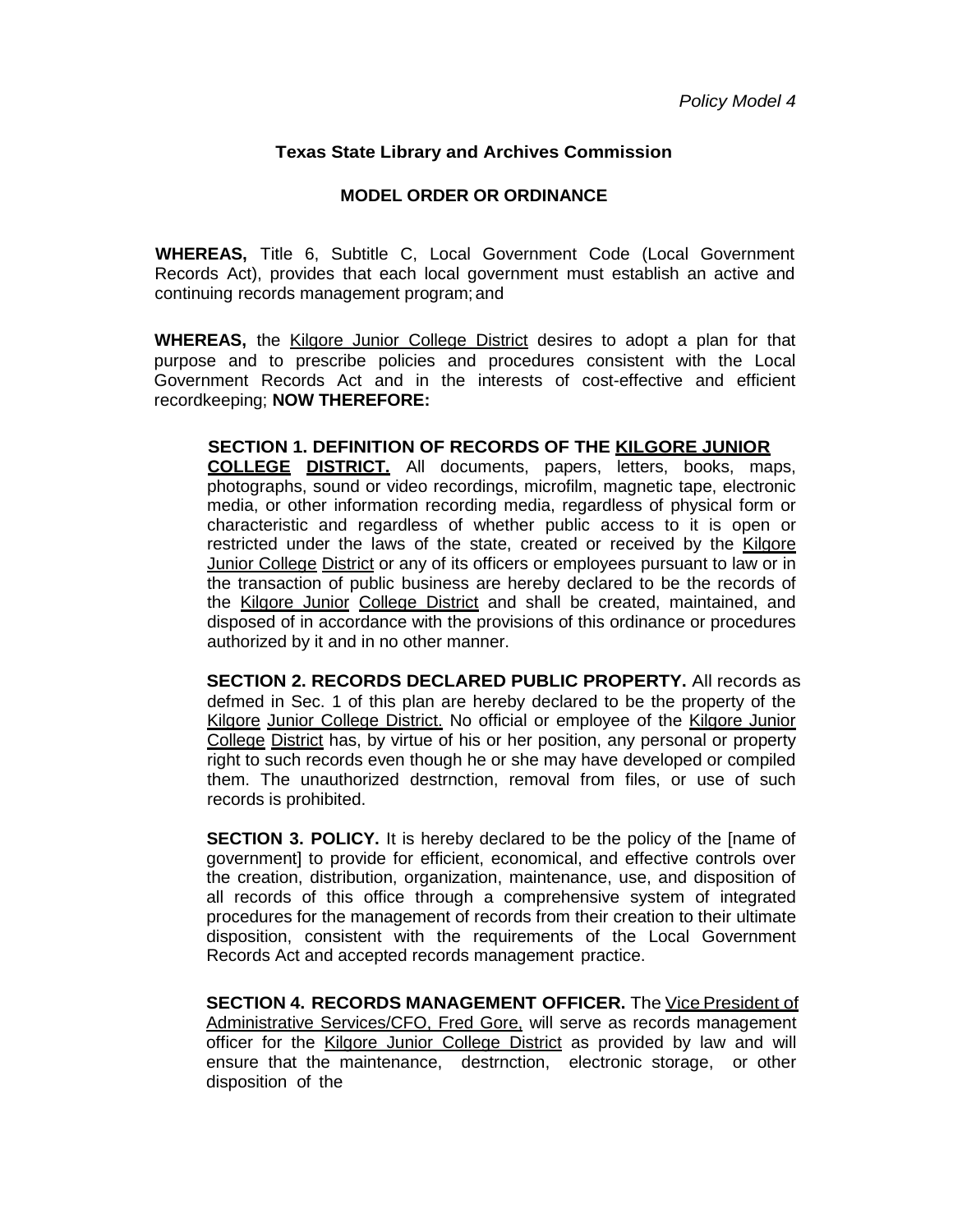*Policy Model 4*

**Texas State Library and Archives Commission**

**MODEL ORDER OR ORDINANCE**

**WHEREAS,** Title 6, Subtitle C, Local Government Code (Local Government Records Act), provides that each local government must establish an active and continuing records management program; and

**WHEREAS,** the Kilgore Junior College District desires to adopt a plan for that purpose and to prescribe policies and procedures consistent with the Local Government Records Act and in the interests of cost-effective and efficient recordkeeping; **NOW THEREFORE:**

**SECTION 1. DEFINITION OF RECORDS OF THE KILGORE JUNIOR COLLEGE DISTRICT.** All documents, papers, letters, books, maps, photographs, sound or video recordings, microfilm, magnetic tape, electronic media, or other information recording media, regardless of physical form or characteristic and regardless of whether public access to it is open or restricted under the laws of the state, created or received by the Kilgore Junior College District or any of its officers or employees pursuant to law or in the transaction of public business are hereby declared to be the records of the Kilgore Junior College District and shall be created, maintained, and disposed of in accordance with the provisions of this ordinance or procedures authorized by it and in no other manner.

**SECTION 2. RECORDS DECLARED PUBLIC PROPERTY.** All records as defmed in Sec. 1 of this plan are hereby declared to be the property of the Kilgore Junior College District. No official or employee of the Kilgore Junior College District has, by virtue of his or her position, any personal or property right to such records even though he or she may have developed or compiled them. The unauthorized destrnction, removal from files, or use of such records is prohibited.

**SECTION 3. POLICY.** It is hereby declared to be the policy of the [name of government] to provide for efficient, economical, and effective controls over the creation, distribution, organization, maintenance, use, and disposition of all records of this office through a comprehensive system of integrated procedures for the management of records from their creation to their ultimate disposition, consistent with the requirements of the Local Government Records Act and accepted records management practice.

**SECTION 4. RECORDS MANAGEMENT OFFICER.** The Vice President of Administrative Services/CFO, Fred Gore, will serve as records management officer for the Kilgore Junior College District as provided by law and will ensure that the maintenance, destrnction, electronic storage, or other disposition of the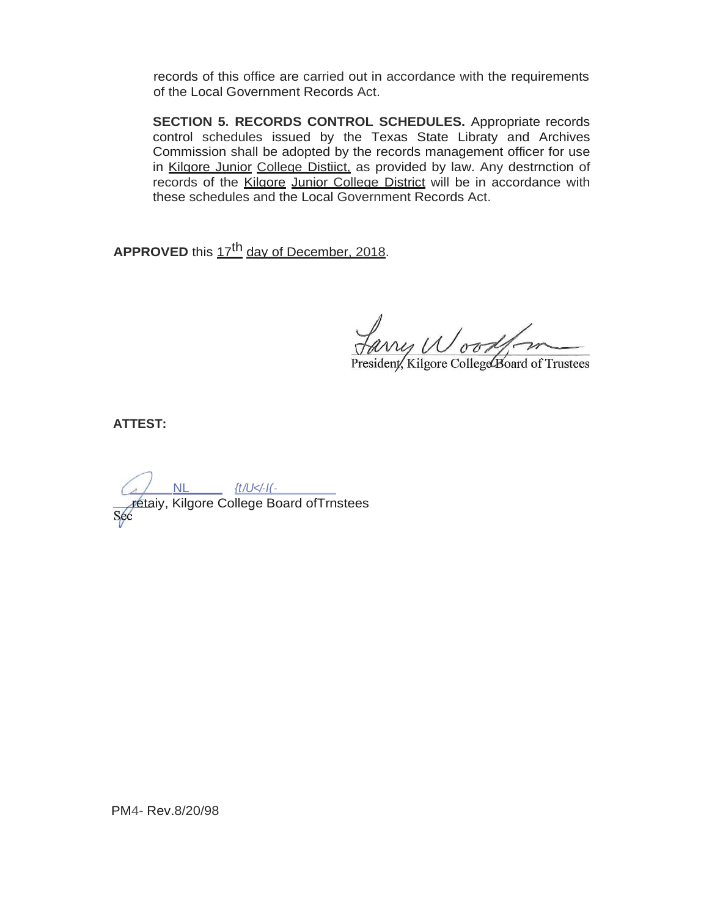records of this office are carried out in accordance with the requirements of the Local Government Records Act.

**SECTION 5. RECORDS CONTROL SCHEDULES.** Appropriate records control schedules issued by the Texas State Libraty and Archives Commission shall be adopted by the records management officer for use in Kilgore Junior College Distiict, as provided by law. Any destrnction of records of the Kilgore Junior College District will be in accordance with these schedules and the Local Government Records Act.

**APPROVED** this 17th day of December, 2018.

President, Kilgore College Board of Trustees

**ATTEST:**

Secretaiy, Kilgore College Board ofTrnstees

PM4- Rev.8/20/98